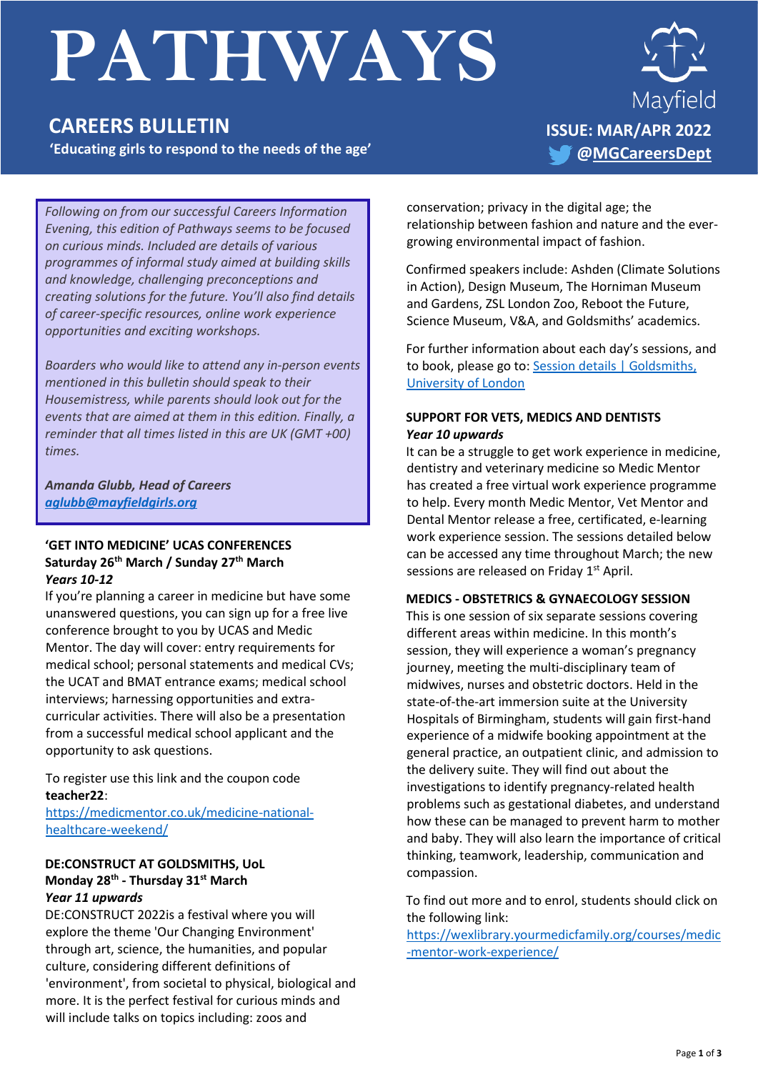# PATHWAYS

## CAREERS BULLETIN

**'Educating girls to respond to the needs of the age'**

Mayfield

**ISSUE: MAR/APR 2022**

**@MGCareersDept**

*Following on from our successful Careers Information Evening, this edition of Pathways seems to be focused on curious minds. Included are details of various programmes of informal study aimed at building skills and knowledge, challenging preconceptions and creating solutions for the future. You'll also find details of career-specific resources, online work experience opportunities and exciting workshops.*

*Boarders who would like to attend any in-person events mentioned in this bulletin should speak to their Housemistress, while parents should look out for the events that are aimed at them in this edition. Finally, a reminder that all times listed in this are UK (GMT +00) times.*

***Amanda Glubb, Head of Careers***
***aglubb@mayfieldgirls.org***

### 'GET INTO MEDICINE' UCAS CONFERENCES
**Saturday 26th March / Sunday 27th March**
***Years 10-12***

If you're planning a career in medicine but have some unanswered questions, you can sign up for a free live conference brought to you by UCAS and Medic Mentor. The day will cover: entry requirements for medical school; personal statements and medical CVs; the UCAT and BMAT entrance exams; medical school interviews; harnessing opportunities and extra-curricular activities. There will also be a presentation from a successful medical school applicant and the opportunity to ask questions.

To register use this link and the coupon code **teacher22**:
https://medicmentor.co.uk/medicine-national-healthcare-weekend/

### DE:CONSTRUCT AT GOLDSMITHS, UoL
**Monday 28th - Thursday 31st March**
***Year 11 upwards***

DE:CONSTRUCT 2022is a festival where you will explore the theme 'Our Changing Environment' through art, science, the humanities, and popular culture, considering different definitions of 'environment', from societal to physical, biological and more. It is the perfect festival for curious minds and will include talks on topics including: zoos and conservation; privacy in the digital age; the relationship between fashion and nature and the ever-growing environmental impact of fashion.

Confirmed speakers include: Ashden (Climate Solutions in Action), Design Museum, The Horniman Museum and Gardens, ZSL London Zoo, Reboot the Future, Science Museum, V&A, and Goldsmiths' academics.

For further information about each day's sessions, and to book, please go to: Session details | Goldsmiths, University of London

### SUPPORT FOR VETS, MEDICS AND DENTISTS
***Year 10 upwards***

It can be a struggle to get work experience in medicine, dentistry and veterinary medicine so Medic Mentor has created a free virtual work experience programme to help. Every month Medic Mentor, Vet Mentor and Dental Mentor release a free, certificated, e-learning work experience session. The sessions detailed below can be accessed any time throughout March; the new sessions are released on Friday 1st April.

### MEDICS - OBSTETRICS & GYNAECOLOGY SESSION

This is one session of six separate sessions covering different areas within medicine. In this month's session, they will experience a woman's pregnancy journey, meeting the multi-disciplinary team of midwives, nurses and obstetric doctors. Held in the state-of-the-art immersion suite at the University Hospitals of Birmingham, students will gain first-hand experience of a midwife booking appointment at the general practice, an outpatient clinic, and admission to the delivery suite. They will find out about the investigations to identify pregnancy-related health problems such as gestational diabetes, and understand how these can be managed to prevent harm to mother and baby. They will also learn the importance of critical thinking, teamwork, leadership, communication and compassion.

To find out more and to enrol, students should click on the following link:
https://wexlibrary.yourmedicfamily.org/courses/medic-mentor-work-experience/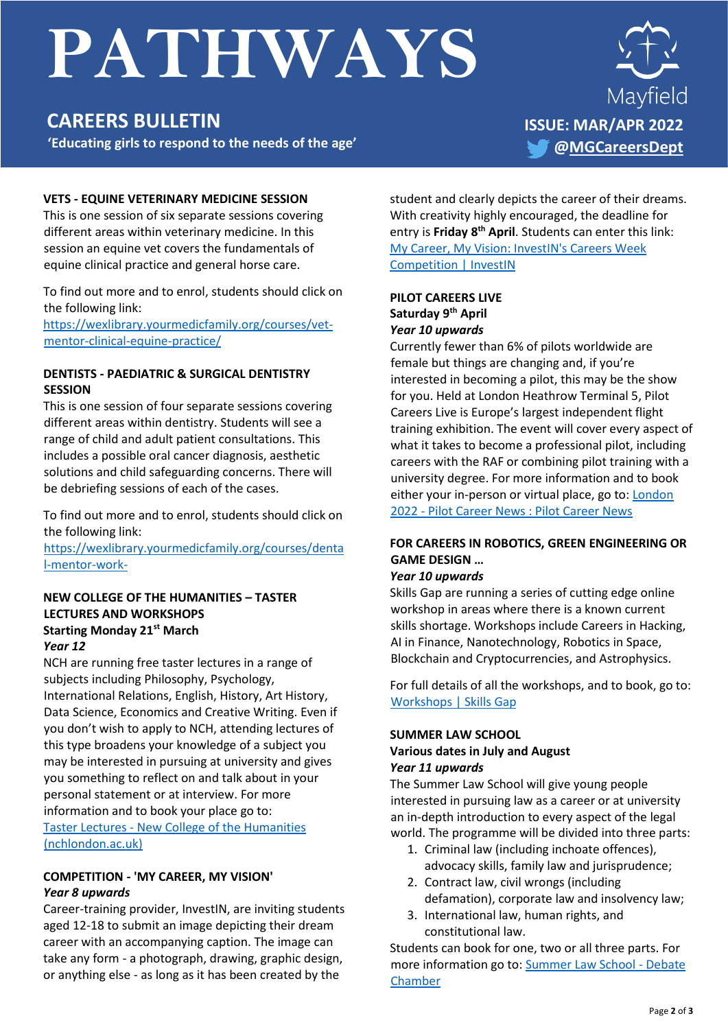# PATHWAYS

## CAREERS BULLETIN

**'Educating girls to respond to the needs of the age'**

Mayfield

**ISSUE: MAR/APR 2022**

**@MGCareersDept**

### VETS - EQUINE VETERINARY MEDICINE SESSION

This is one session of six separate sessions covering different areas within veterinary medicine. In this session an equine vet covers the fundamentals of equine clinical practice and general horse care.

To find out more and to enrol, students should click on the following link: https://wexlibrary.yourmedicfamily.org/courses/vet-mentor-clinical-equine-practice/

### DENTISTS - PAEDIATRIC & SURGICAL DENTISTRY SESSION

This is one session of four separate sessions covering different areas within dentistry. Students will see a range of child and adult patient consultations. This includes a possible oral cancer diagnosis, aesthetic solutions and child safeguarding concerns. There will be debriefing sessions of each of the cases.

To find out more and to enrol, students should click on the following link: https://wexlibrary.yourmedicfamily.org/courses/dental-mentor-work-

### NEW COLLEGE OF THE HUMANITIES – TASTER LECTURES AND WORKSHOPS

**Starting Monday 21st March**

***Year 12***

NCH are running free taster lectures in a range of subjects including Philosophy, Psychology, International Relations, English, History, Art History, Data Science, Economics and Creative Writing. Even if you don't wish to apply to NCH, attending lectures of this type broadens your knowledge of a subject you may be interested in pursuing at university and gives you something to reflect on and talk about in your personal statement or at interview. For more information and to book your place go to: Taster Lectures - New College of the Humanities (nchlondon.ac.uk)

### COMPETITION - 'MY CAREER, MY VISION'

***Year 8 upwards***

Career-training provider, InvestIN, are inviting students aged 12-18 to submit an image depicting their dream career with an accompanying caption. The image can take any form - a photograph, drawing, graphic design, or anything else - as long as it has been created by the student and clearly depicts the career of their dreams. With creativity highly encouraged, the deadline for entry is **Friday 8th April**. Students can enter this link: My Career, My Vision: InvestIN's Careers Week Competition | InvestIN

### PILOT CAREERS LIVE

**Saturday 9th April**

***Year 10 upwards***

Currently fewer than 6% of pilots worldwide are female but things are changing and, if you're interested in becoming a pilot, this may be the show for you. Held at London Heathrow Terminal 5, Pilot Careers Live is Europe's largest independent flight training exhibition. The event will cover every aspect of what it takes to become a professional pilot, including careers with the RAF or combining pilot training with a university degree. For more information and to book either your in-person or virtual place, go to: London 2022 - Pilot Career News : Pilot Career News

### FOR CAREERS IN ROBOTICS, GREEN ENGINEERING OR GAME DESIGN …

***Year 10 upwards***

Skills Gap are running a series of cutting edge online workshop in areas where there is a known current skills shortage. Workshops include Careers in Hacking, AI in Finance, Nanotechnology, Robotics in Space, Blockchain and Cryptocurrencies, and Astrophysics.

For full details of all the workshops, and to book, go to: Workshops | Skills Gap

### SUMMER LAW SCHOOL

**Various dates in July and August**

***Year 11 upwards***

The Summer Law School will give young people interested in pursuing law as a career or at university an in-depth introduction to every aspect of the legal world. The programme will be divided into three parts:

1. Criminal law (including inchoate offences), advocacy skills, family law and jurisprudence;
2. Contract law, civil wrongs (including defamation), corporate law and insolvency law;
3. International law, human rights, and constitutional law.

Students can book for one, two or all three parts. For more information go to: Summer Law School - Debate Chamber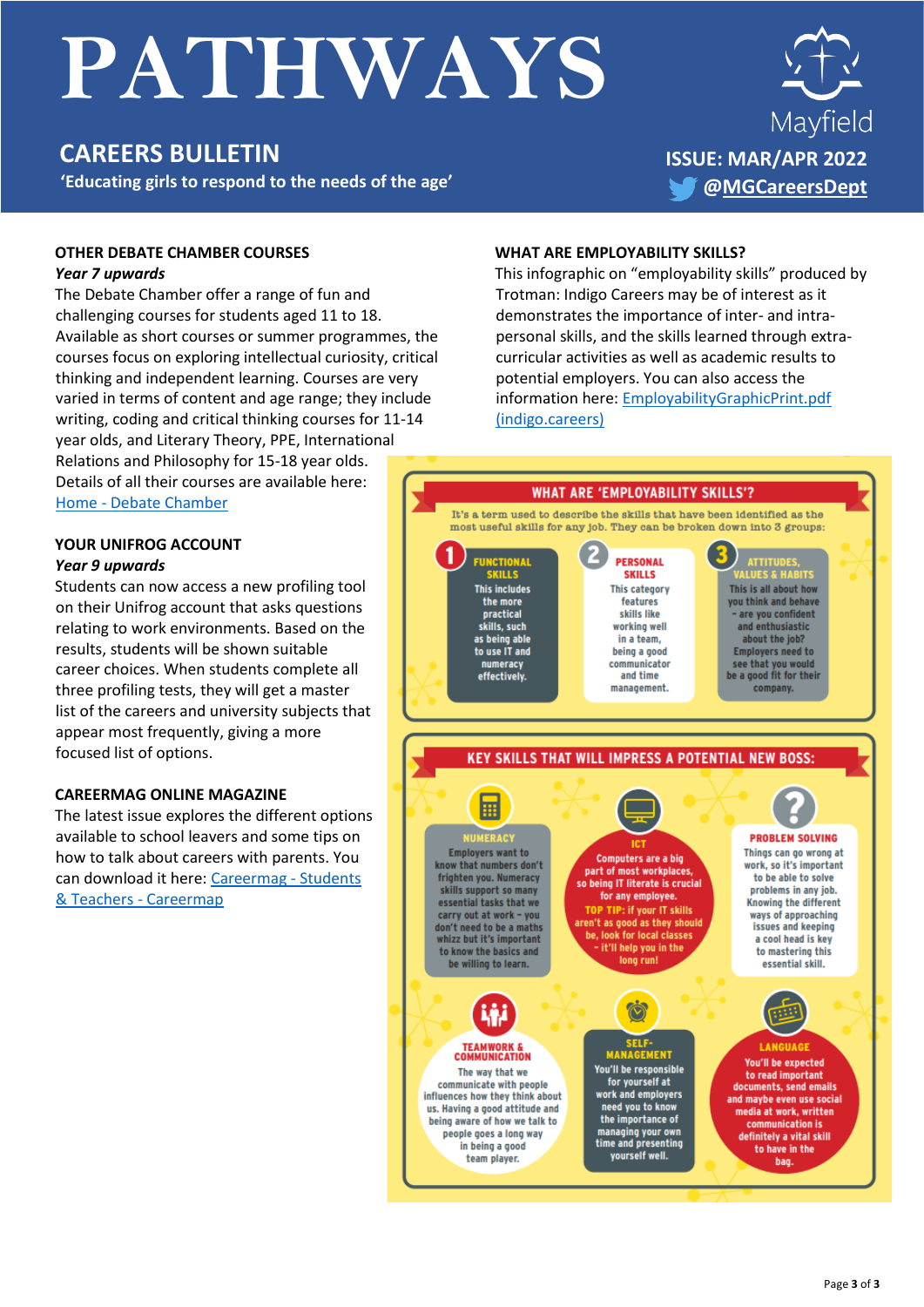# PATHWAYS

## CAREERS BULLETIN

'Educating girls to respond to the needs of the age'

Mayfield

**ISSUE: MAR/APR 2022**

**@MGCareersDept**

### OTHER DEBATE CHAMBER COURSES

***Year 7 upwards***

The Debate Chamber offer a range of fun and challenging courses for students aged 11 to 18. Available as short courses or summer programmes, the courses focus on exploring intellectual curiosity, critical thinking and independent learning. Courses are very varied in terms of content and age range; they include writing, coding and critical thinking courses for 11-14 year olds, and Literary Theory, PPE, International Relations and Philosophy for 15-18 year olds. Details of all their courses are available here: Home - Debate Chamber

### YOUR UNIFROG ACCOUNT

***Year 9 upwards***

Students can now access a new profiling tool on their Unifrog account that asks questions relating to work environments. Based on the results, students will be shown suitable career choices. When students complete all three profiling tests, they will get a master list of the careers and university subjects that appear most frequently, giving a more focused list of options.

### CAREERMAG ONLINE MAGAZINE

The latest issue explores the different options available to school leavers and some tips on how to talk about careers with parents. You can download it here: Careermag - Students & Teachers - Careermap

### WHAT ARE EMPLOYABILITY SKILLS?

This infographic on "employability skills" produced by Trotman: Indigo Careers may be of interest as it demonstrates the importance of inter- and intra-personal skills, and the skills learned through extra-curricular activities as well as academic results to potential employers. You can also access the information here: EmployabilityGraphicPrint.pdf (indigo.careers)

**WHAT ARE 'EMPLOYABILITY SKILLS'?**

It's a term used to describe the skills that have been identified as the most useful skills for any job. They can be broken down into 3 groups:

1. **FUNCTIONAL SKILLS** – This includes the more practical skills, such as being able to use IT and numeracy effectively.
2. **PERSONAL SKILLS** – This category features skills like working well in a team, being a good communicator and time management.
3. **ATTITUDES, VALUES & HABITS** – This is all about how you think and behave – are you confident and enthusiastic about the job? Employers need to see that you would be a good fit for their company.

**KEY SKILLS THAT WILL IMPRESS A POTENTIAL NEW BOSS:**

**NUMERACY** – Employers want to know that numbers don't frighten you. Numeracy skills support so many essential tasks that we carry out at work – you don't need to be a maths whizz but it's important to know the basics and be willing to learn.

**ICT** – Computers are a big part of most workplaces, so being IT literate is crucial for any employee. TOP TIP: if your IT skills aren't as good as they should be, look for local classes – it'll help you in the long run!

**PROBLEM SOLVING** – Things can go wrong at work, so it's important to be able to solve problems in any job. Knowing the different ways of approaching issues and keeping a cool head is key to mastering this essential skill.

**TEAMWORK & COMMUNICATION** – The way that we communicate with people influences how they think about us. Having a good attitude and being aware of how we talk to people goes a long way in being a good team player.

**SELF-MANAGEMENT** – You'll be responsible for yourself at work and employers need you to know the importance of managing your own time and presenting yourself well.

**LANGUAGE** – You'll be expected to read important documents, send emails and maybe even use social media at work, written communication is definitely a vital skill to have in the bag.